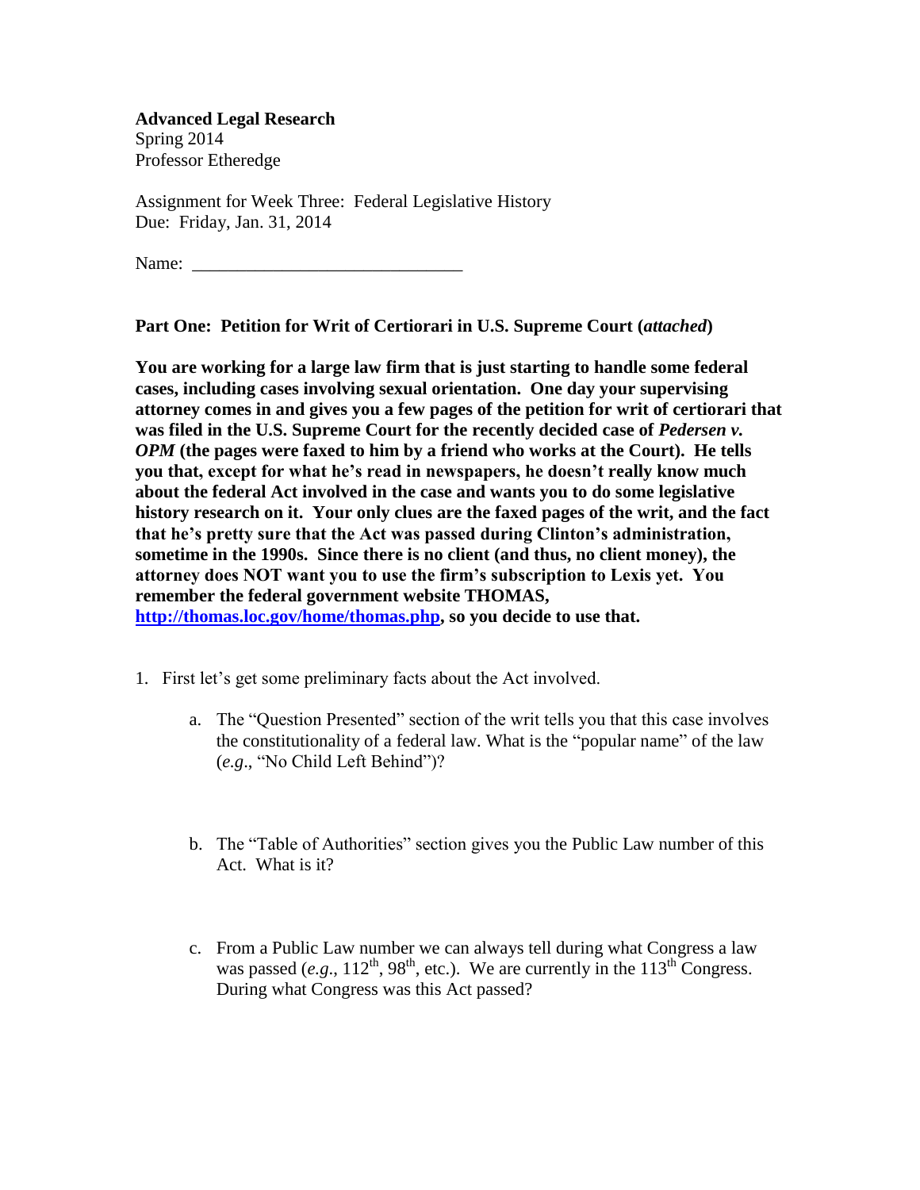**Advanced Legal Research**
Spring 2014
Professor Etheredge

Assignment for Week Three: Federal Legislative History
Due: Friday, Jan. 31, 2014

Name: ______________________________

**Part One: Petition for Writ of Certiorari in U.S. Supreme Court (*attached*)**

**You are working for a large law firm that is just starting to handle some federal cases, including cases involving sexual orientation. One day your supervising attorney comes in and gives you a few pages of the petition for writ of certiorari that was filed in the U.S. Supreme Court for the recently decided case of *Pedersen v. OPM* (the pages were faxed to him by a friend who works at the Court). He tells you that, except for what he's read in newspapers, he doesn't really know much about the federal Act involved in the case and wants you to do some legislative history research on it. Your only clues are the faxed pages of the writ, and the fact that he's pretty sure that the Act was passed during Clinton's administration, sometime in the 1990s. Since there is no client (and thus, no client money), the attorney does NOT want you to use the firm's subscription to Lexis yet. You remember the federal government website THOMAS, [http://thomas.loc.gov/home/thomas.php](http://thomas.loc.gov/home/thomas.php), so you decide to use that.**

1. First let's get some preliminary facts about the Act involved.

    a. The "Question Presented" section of the writ tells you that this case involves the constitutionality of a federal law. What is the "popular name" of the law (*e.g*., "No Child Left Behind")?

    b. The "Table of Authorities" section gives you the Public Law number of this Act. What is it?

    c. From a Public Law number we can always tell during what Congress a law was passed (*e.g*., 112th, 98th, etc.). We are currently in the 113th Congress. During what Congress was this Act passed?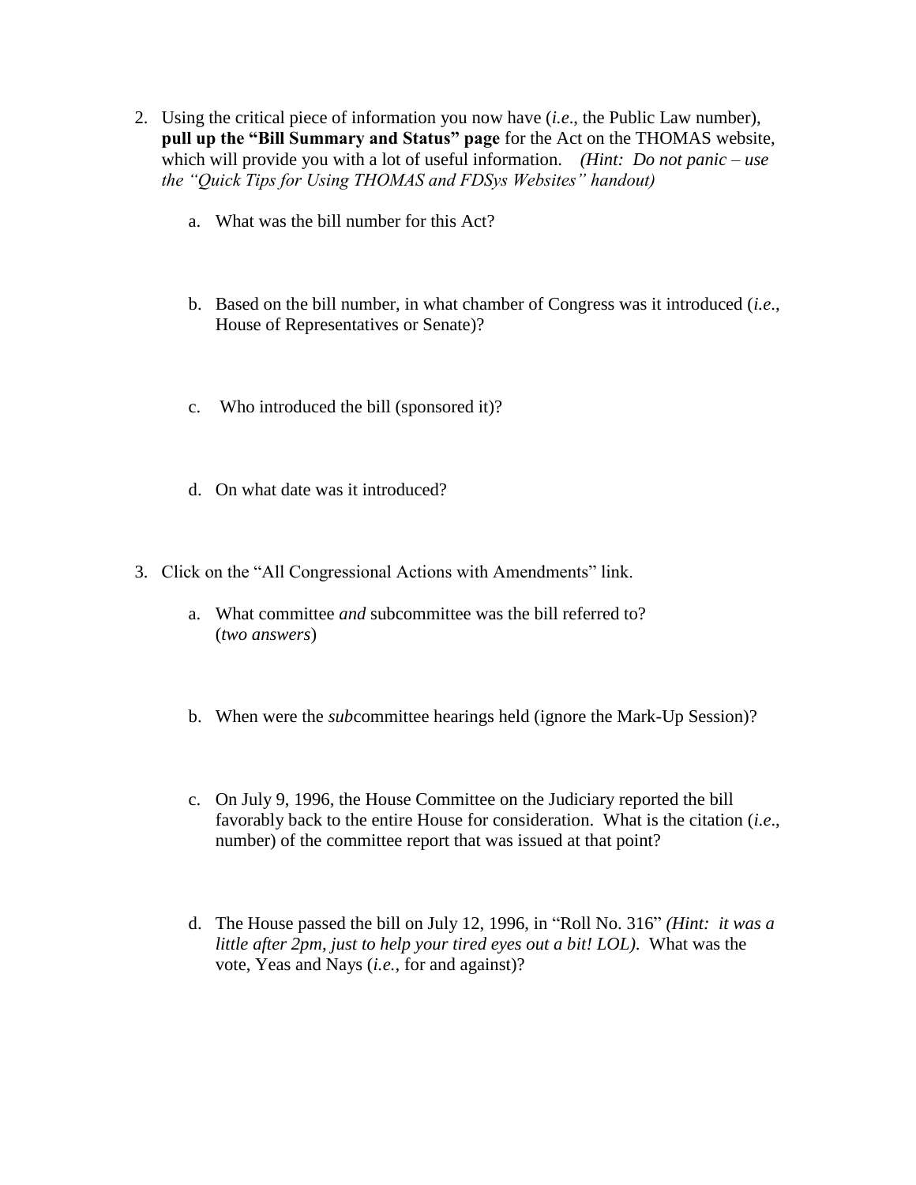2. Using the critical piece of information you now have (*i.e*., the Public Law number), **pull up the "Bill Summary and Status" page** for the Act on the THOMAS website, which will provide you with a lot of useful information. *(Hint: Do not panic – use the "Quick Tips for Using THOMAS and FDSys Websites" handout)*

   a. What was the bill number for this Act?

   b. Based on the bill number, in what chamber of Congress was it introduced (*i.e*., House of Representatives or Senate)?

   c. Who introduced the bill (sponsored it)?

   d. On what date was it introduced?

3. Click on the "All Congressional Actions with Amendments" link.

   a. What committee *and* subcommittee was the bill referred to? (*two answers*)

   b. When were the *sub*committee hearings held (ignore the Mark-Up Session)?

   c. On July 9, 1996, the House Committee on the Judiciary reported the bill favorably back to the entire House for consideration. What is the citation (*i.e*., number) of the committee report that was issued at that point?

   d. The House passed the bill on July 12, 1996, in "Roll No. 316" *(Hint: it was a little after 2pm, just to help your tired eyes out a bit! LOL)*. What was the vote, Yeas and Nays (*i.e.,* for and against)?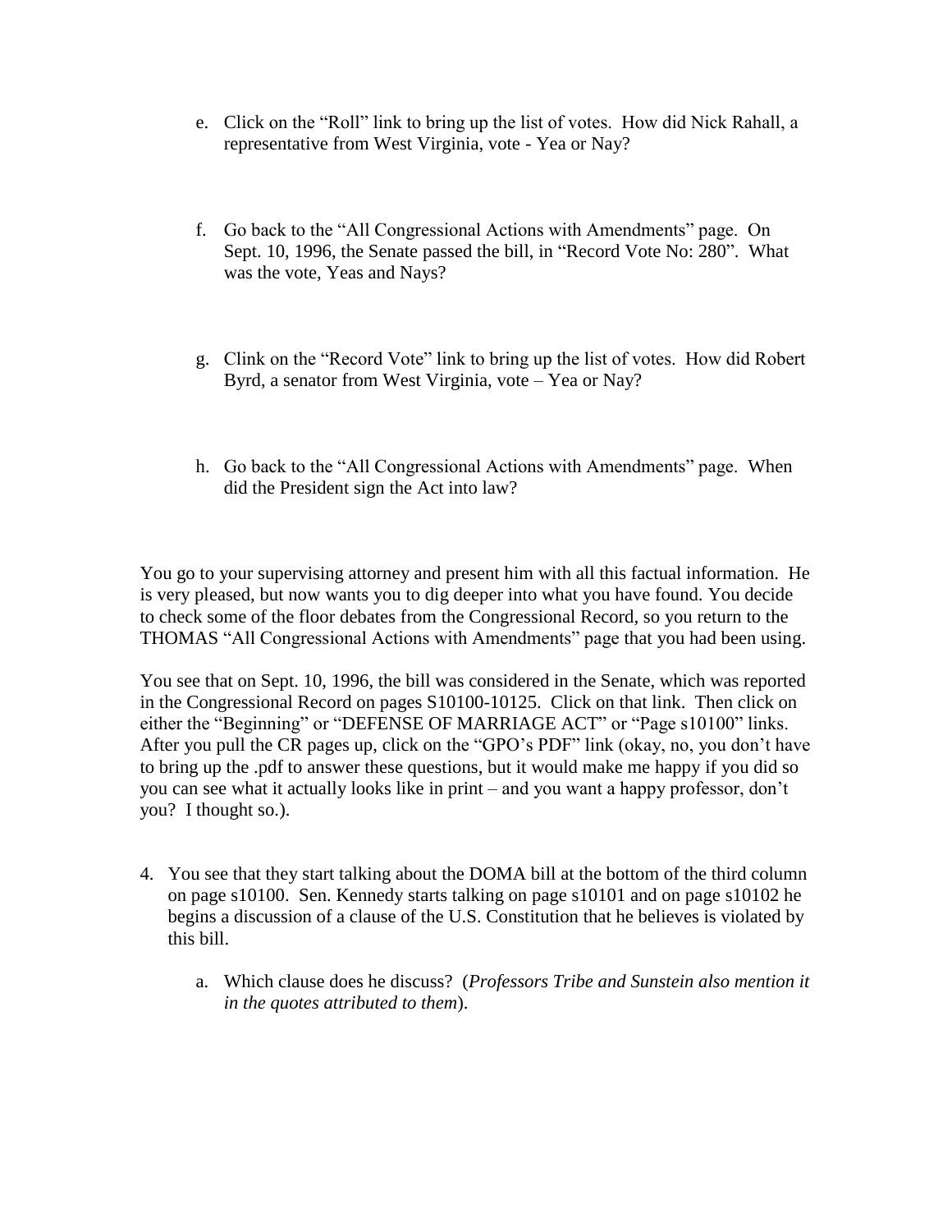e. Click on the "Roll" link to bring up the list of votes. How did Nick Rahall, a representative from West Virginia, vote - Yea or Nay?

f. Go back to the "All Congressional Actions with Amendments" page. On Sept. 10, 1996, the Senate passed the bill, in "Record Vote No: 280". What was the vote, Yeas and Nays?

g. Clink on the "Record Vote" link to bring up the list of votes. How did Robert Byrd, a senator from West Virginia, vote – Yea or Nay?

h. Go back to the "All Congressional Actions with Amendments" page. When did the President sign the Act into law?

You go to your supervising attorney and present him with all this factual information. He is very pleased, but now wants you to dig deeper into what you have found. You decide to check some of the floor debates from the Congressional Record, so you return to the THOMAS "All Congressional Actions with Amendments" page that you had been using.

You see that on Sept. 10, 1996, the bill was considered in the Senate, which was reported in the Congressional Record on pages S10100-10125. Click on that link. Then click on either the "Beginning" or "DEFENSE OF MARRIAGE ACT" or "Page s10100" links. After you pull the CR pages up, click on the "GPO's PDF" link (okay, no, you don't have to bring up the .pdf to answer these questions, but it would make me happy if you did so you can see what it actually looks like in print – and you want a happy professor, don't you? I thought so.).

4. You see that they start talking about the DOMA bill at the bottom of the third column on page s10100. Sen. Kennedy starts talking on page s10101 and on page s10102 he begins a discussion of a clause of the U.S. Constitution that he believes is violated by this bill.

    a. Which clause does he discuss? (*Professors Tribe and Sunstein also mention it in the quotes attributed to them*).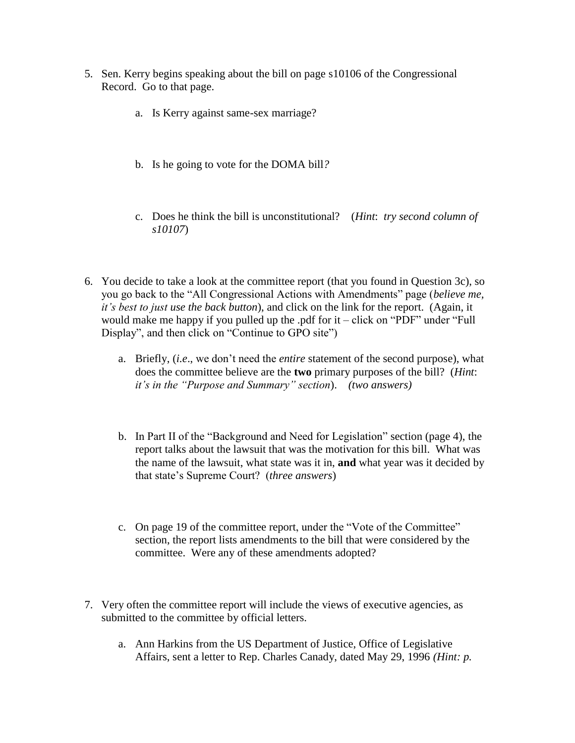5. Sen. Kerry begins speaking about the bill on page s10106 of the Congressional Record. Go to that page.

   a. Is Kerry against same-sex marriage?

   b. Is he going to vote for the DOMA bill*?*

   c. Does he think the bill is unconstitutional? (*Hint*: *try second column of s10107*)

6. You decide to take a look at the committee report (that you found in Question 3c), so you go back to the "All Congressional Actions with Amendments" page (*believe me, it's best to just use the back button*), and click on the link for the report. (Again, it would make me happy if you pulled up the .pdf for it – click on "PDF" under "Full Display", and then click on "Continue to GPO site")

   a. Briefly, (*i.e*., we don't need the *entire* statement of the second purpose), what does the committee believe are the **two** primary purposes of the bill? (*Hint*: *it's in the "Purpose and Summary" section*). *(two answers)*

   b. In Part II of the "Background and Need for Legislation" section (page 4), the report talks about the lawsuit that was the motivation for this bill. What was the name of the lawsuit, what state was it in, **and** what year was it decided by that state's Supreme Court? (*three answers*)

   c. On page 19 of the committee report, under the "Vote of the Committee" section, the report lists amendments to the bill that were considered by the committee. Were any of these amendments adopted?

7. Very often the committee report will include the views of executive agencies, as submitted to the committee by official letters.

   a. Ann Harkins from the US Department of Justice, Office of Legislative Affairs, sent a letter to Rep. Charles Canady, dated May 29, 1996 *(Hint: p.*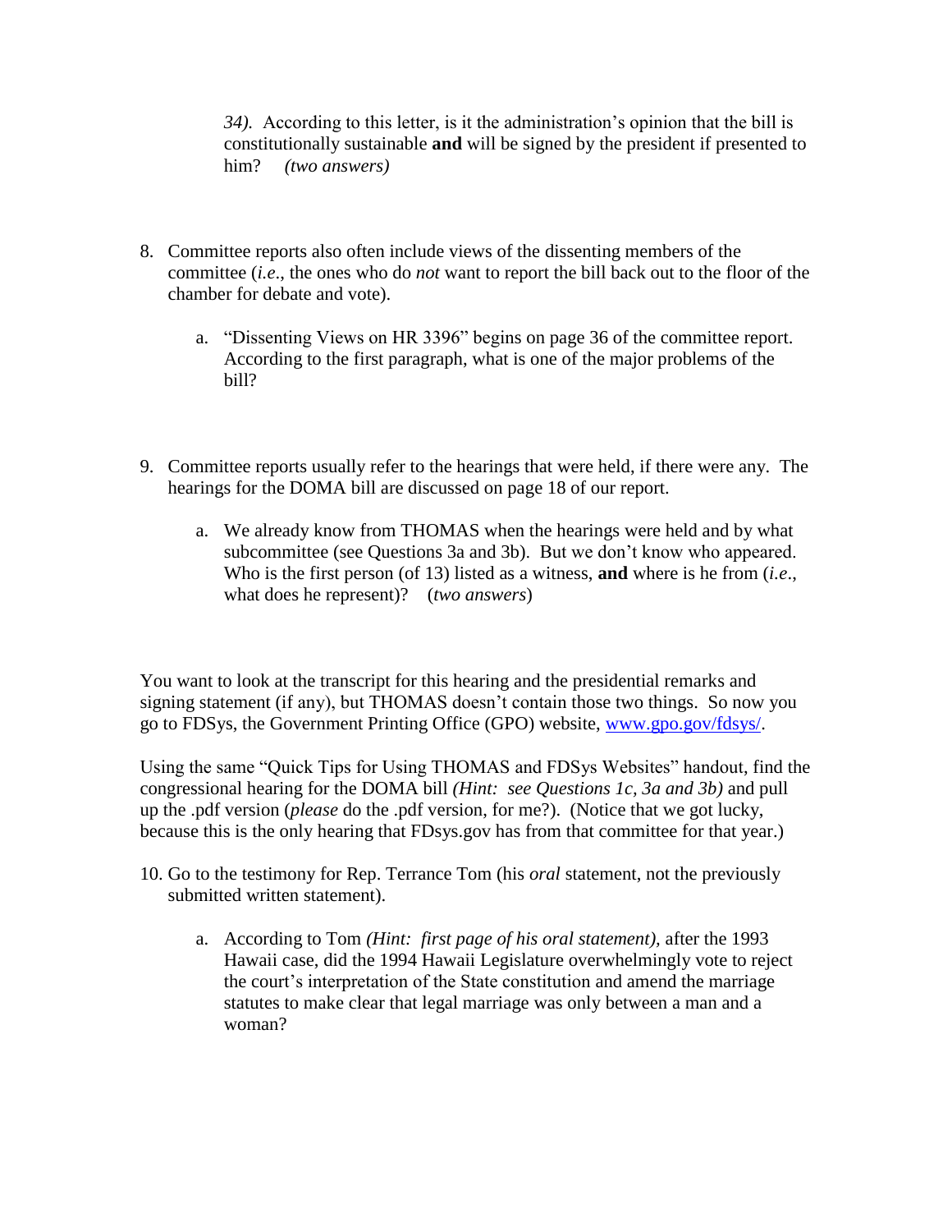*34).* According to this letter, is it the administration's opinion that the bill is constitutionally sustainable **and** will be signed by the president if presented to him? *(two answers)*

8. Committee reports also often include views of the dissenting members of the committee (*i.e*., the ones who do *not* want to report the bill back out to the floor of the chamber for debate and vote).

    a. "Dissenting Views on HR 3396" begins on page 36 of the committee report. According to the first paragraph, what is one of the major problems of the bill?

9. Committee reports usually refer to the hearings that were held, if there were any. The hearings for the DOMA bill are discussed on page 18 of our report.

    a. We already know from THOMAS when the hearings were held and by what subcommittee (see Questions 3a and 3b). But we don't know who appeared. Who is the first person (of 13) listed as a witness, **and** where is he from (*i.e*., what does he represent)? (*two answers*)

You want to look at the transcript for this hearing and the presidential remarks and signing statement (if any), but THOMAS doesn't contain those two things. So now you go to FDSys, the Government Printing Office (GPO) website, [www.gpo.gov/fdsys/](www.gpo.gov/fdsys/).

Using the same "Quick Tips for Using THOMAS and FDSys Websites" handout, find the congressional hearing for the DOMA bill *(Hint: see Questions 1c, 3a and 3b)* and pull up the .pdf version (*please* do the .pdf version, for me?). (Notice that we got lucky, because this is the only hearing that FDsys.gov has from that committee for that year.)

10. Go to the testimony for Rep. Terrance Tom (his *oral* statement, not the previously submitted written statement).

    a. According to Tom *(Hint: first page of his oral statement)*, after the 1993 Hawaii case, did the 1994 Hawaii Legislature overwhelmingly vote to reject the court's interpretation of the State constitution and amend the marriage statutes to make clear that legal marriage was only between a man and a woman?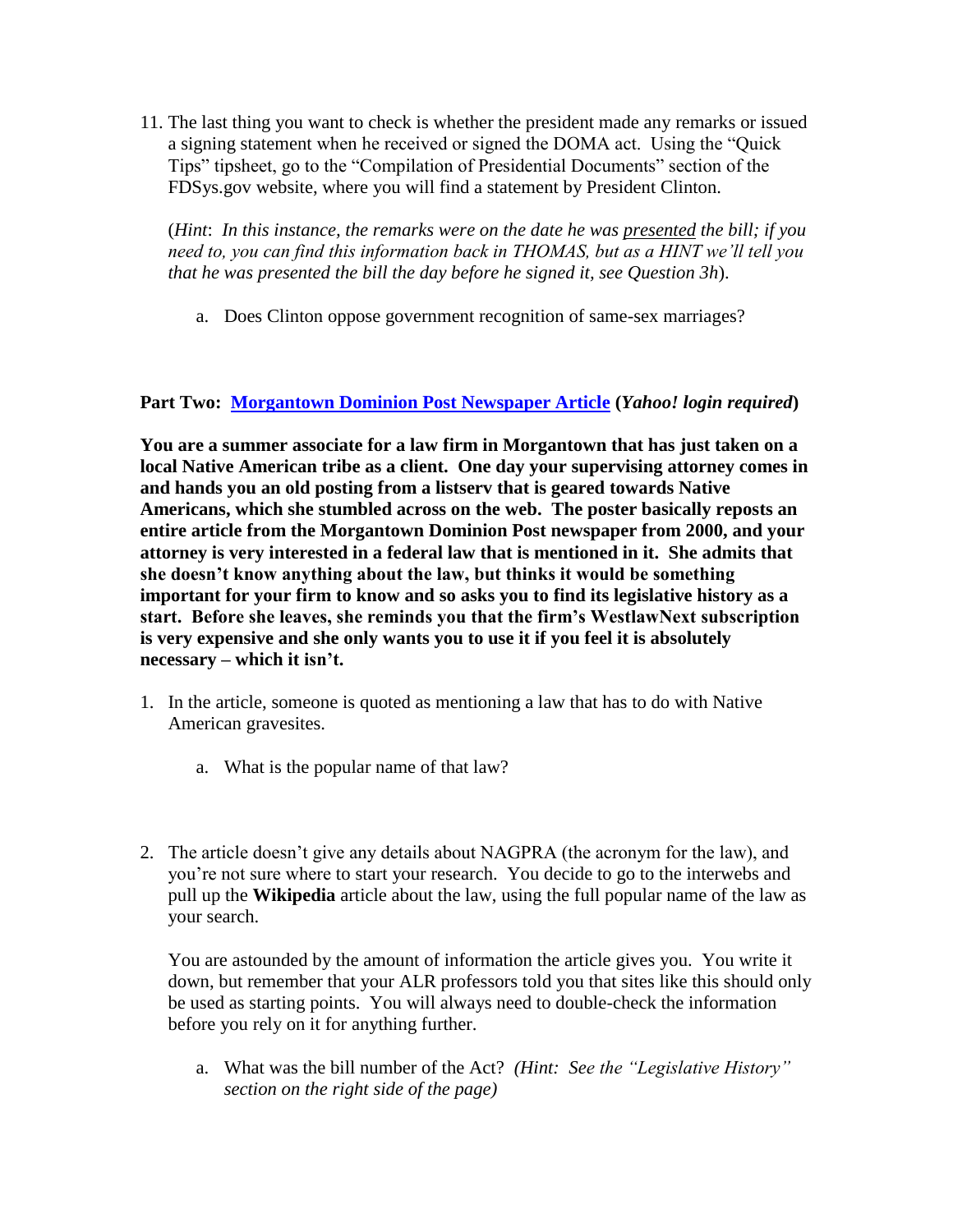11. The last thing you want to check is whether the president made any remarks or issued a signing statement when he received or signed the DOMA act. Using the "Quick Tips" tipsheet, go to the "Compilation of Presidential Documents" section of the FDSys.gov website, where you will find a statement by President Clinton.

    (*Hint*: *In this instance, the remarks were on the date he was presented the bill; if you need to, you can find this information back in THOMAS, but as a HINT we'll tell you that he was presented the bill the day before he signed it, see Question 3h*).

    a. Does Clinton oppose government recognition of same-sex marriages?

**Part Two: Morgantown Dominion Post Newspaper Article (*Yahoo! login required*)**

**You are a summer associate for a law firm in Morgantown that has just taken on a local Native American tribe as a client. One day your supervising attorney comes in and hands you an old posting from a listserv that is geared towards Native Americans, which she stumbled across on the web. The poster basically reposts an entire article from the Morgantown Dominion Post newspaper from 2000, and your attorney is very interested in a federal law that is mentioned in it. She admits that she doesn't know anything about the law, but thinks it would be something important for your firm to know and so asks you to find its legislative history as a start. Before she leaves, she reminds you that the firm's WestlawNext subscription is very expensive and she only wants you to use it if you feel it is absolutely necessary – which it isn't.**

1. In the article, someone is quoted as mentioning a law that has to do with Native American gravesites.

    a. What is the popular name of that law?

2. The article doesn't give any details about NAGPRA (the acronym for the law), and you're not sure where to start your research. You decide to go to the interwebs and pull up the **Wikipedia** article about the law, using the full popular name of the law as your search.

    You are astounded by the amount of information the article gives you. You write it down, but remember that your ALR professors told you that sites like this should only be used as starting points. You will always need to double-check the information before you rely on it for anything further.

    a. What was the bill number of the Act? *(Hint: See the "Legislative History" section on the right side of the page)*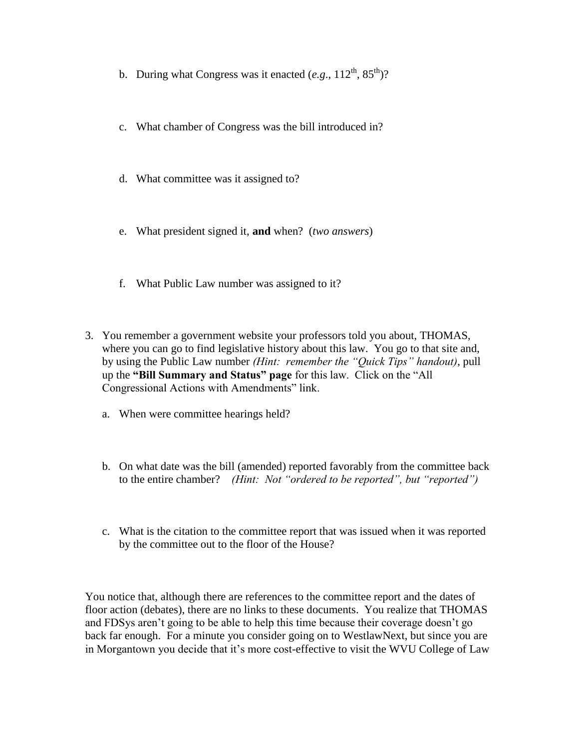b. During what Congress was it enacted (*e.g.*, 112th, 85th)?

   c. What chamber of Congress was the bill introduced in?

   d. What committee was it assigned to?

   e. What president signed it, **and** when? (*two answers*)

   f. What Public Law number was assigned to it?

3. You remember a government website your professors told you about, THOMAS, where you can go to find legislative history about this law. You go to that site and, by using the Public Law number *(Hint: remember the "Quick Tips" handout)*, pull up the **"Bill Summary and Status" page** for this law. Click on the "All Congressional Actions with Amendments" link.

   a. When were committee hearings held?

   b. On what date was the bill (amended) reported favorably from the committee back to the entire chamber? *(Hint: Not "ordered to be reported", but "reported")*

   c. What is the citation to the committee report that was issued when it was reported by the committee out to the floor of the House?

You notice that, although there are references to the committee report and the dates of floor action (debates), there are no links to these documents. You realize that THOMAS and FDSys aren't going to be able to help this time because their coverage doesn't go back far enough. For a minute you consider going on to WestlawNext, but since you are in Morgantown you decide that it's more cost-effective to visit the WVU College of Law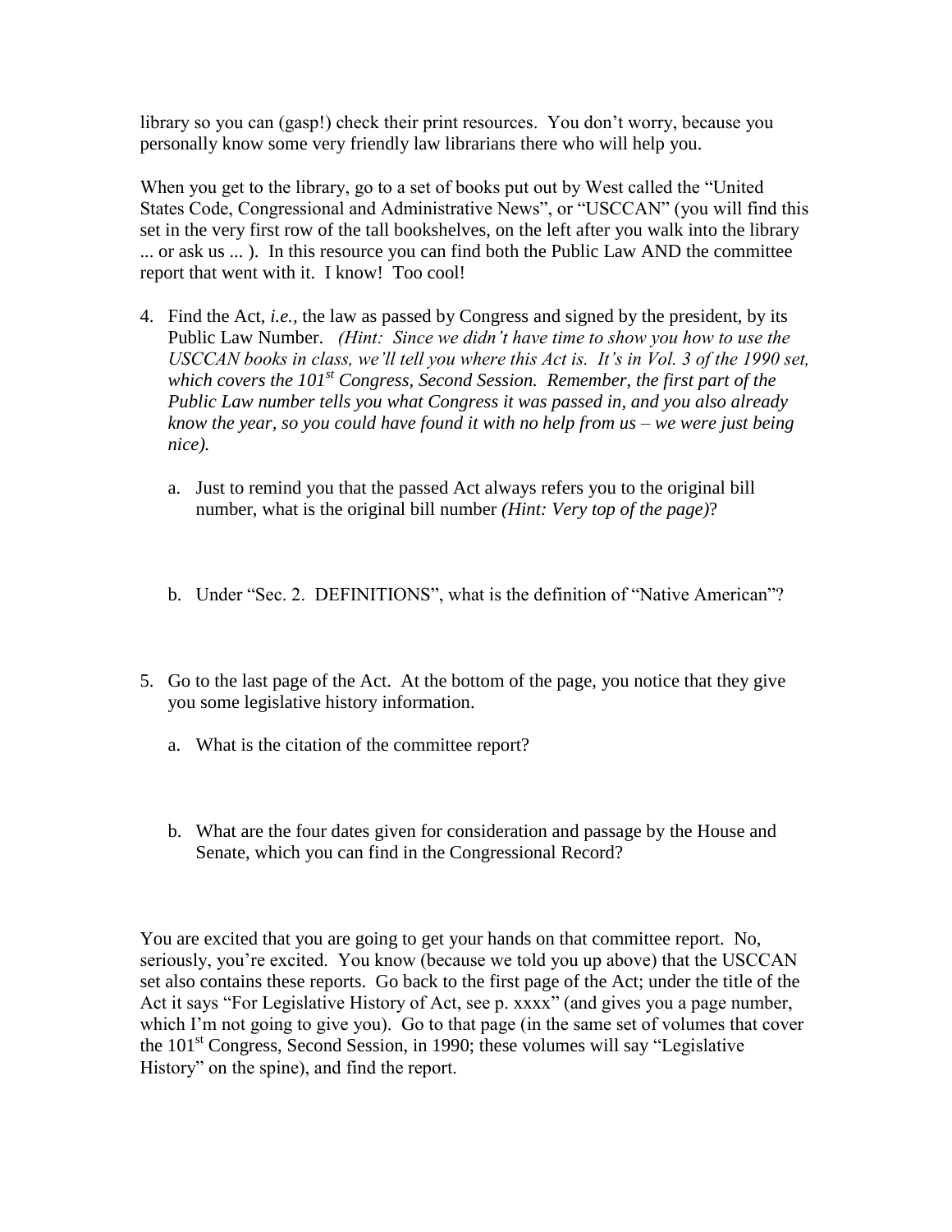library so you can (gasp!) check their print resources. You don't worry, because you personally know some very friendly law librarians there who will help you.

When you get to the library, go to a set of books put out by West called the "United States Code, Congressional and Administrative News", or "USCCAN" (you will find this set in the very first row of the tall bookshelves, on the left after you walk into the library ... or ask us ... ). In this resource you can find both the Public Law AND the committee report that went with it. I know! Too cool!

4. Find the Act, *i.e.,* the law as passed by Congress and signed by the president, by its Public Law Number. *(Hint: Since we didn't have time to show you how to use the USCCAN books in class, we'll tell you where this Act is. It's in Vol. 3 of the 1990 set, which covers the 101st Congress, Second Session. Remember, the first part of the Public Law number tells you what Congress it was passed in, and you also already know the year, so you could have found it with no help from us – we were just being nice).*

   a. Just to remind you that the passed Act always refers you to the original bill number, what is the original bill number *(Hint: Very top of the page)*?

   b. Under "Sec. 2. DEFINITIONS", what is the definition of "Native American"?

5. Go to the last page of the Act. At the bottom of the page, you notice that they give you some legislative history information.

   a. What is the citation of the committee report?

   b. What are the four dates given for consideration and passage by the House and Senate, which you can find in the Congressional Record?

You are excited that you are going to get your hands on that committee report. No, seriously, you're excited. You know (because we told you up above) that the USCCAN set also contains these reports. Go back to the first page of the Act; under the title of the Act it says "For Legislative History of Act, see p. xxxx" (and gives you a page number, which I'm not going to give you). Go to that page (in the same set of volumes that cover the 101st Congress, Second Session, in 1990; these volumes will say "Legislative History" on the spine), and find the report.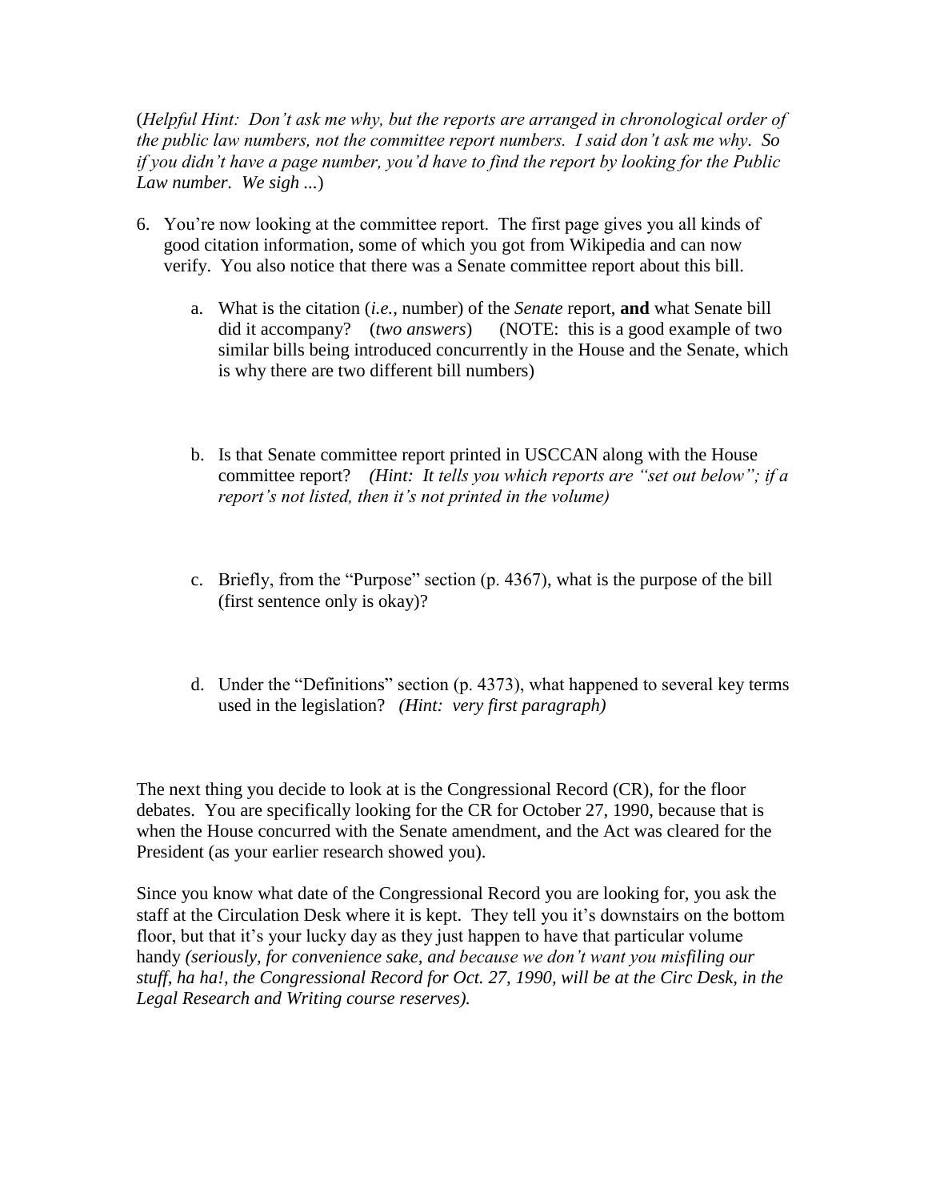(*Helpful Hint: Don't ask me why, but the reports are arranged in chronological order of the public law numbers, not the committee report numbers. I said don't ask me why. So if you didn't have a page number, you'd have to find the report by looking for the Public Law number. We sigh ...*)

6. You're now looking at the committee report. The first page gives you all kinds of good citation information, some of which you got from Wikipedia and can now verify. You also notice that there was a Senate committee report about this bill.

    a. What is the citation (*i.e.*, number) of the *Senate* report, **and** what Senate bill did it accompany? (*two answers*) (NOTE: this is a good example of two similar bills being introduced concurrently in the House and the Senate, which is why there are two different bill numbers)

    b. Is that Senate committee report printed in USCCAN along with the House committee report? *(Hint: It tells you which reports are "set out below"; if a report's not listed, then it's not printed in the volume)*

    c. Briefly, from the "Purpose" section (p. 4367), what is the purpose of the bill (first sentence only is okay)?

    d. Under the "Definitions" section (p. 4373), what happened to several key terms used in the legislation? *(Hint: very first paragraph)*

The next thing you decide to look at is the Congressional Record (CR), for the floor debates. You are specifically looking for the CR for October 27, 1990, because that is when the House concurred with the Senate amendment, and the Act was cleared for the President (as your earlier research showed you).

Since you know what date of the Congressional Record you are looking for, you ask the staff at the Circulation Desk where it is kept. They tell you it's downstairs on the bottom floor, but that it's your lucky day as they just happen to have that particular volume handy *(seriously, for convenience sake, and because we don't want you misfiling our stuff, ha ha!, the Congressional Record for Oct. 27, 1990, will be at the Circ Desk, in the Legal Research and Writing course reserves).*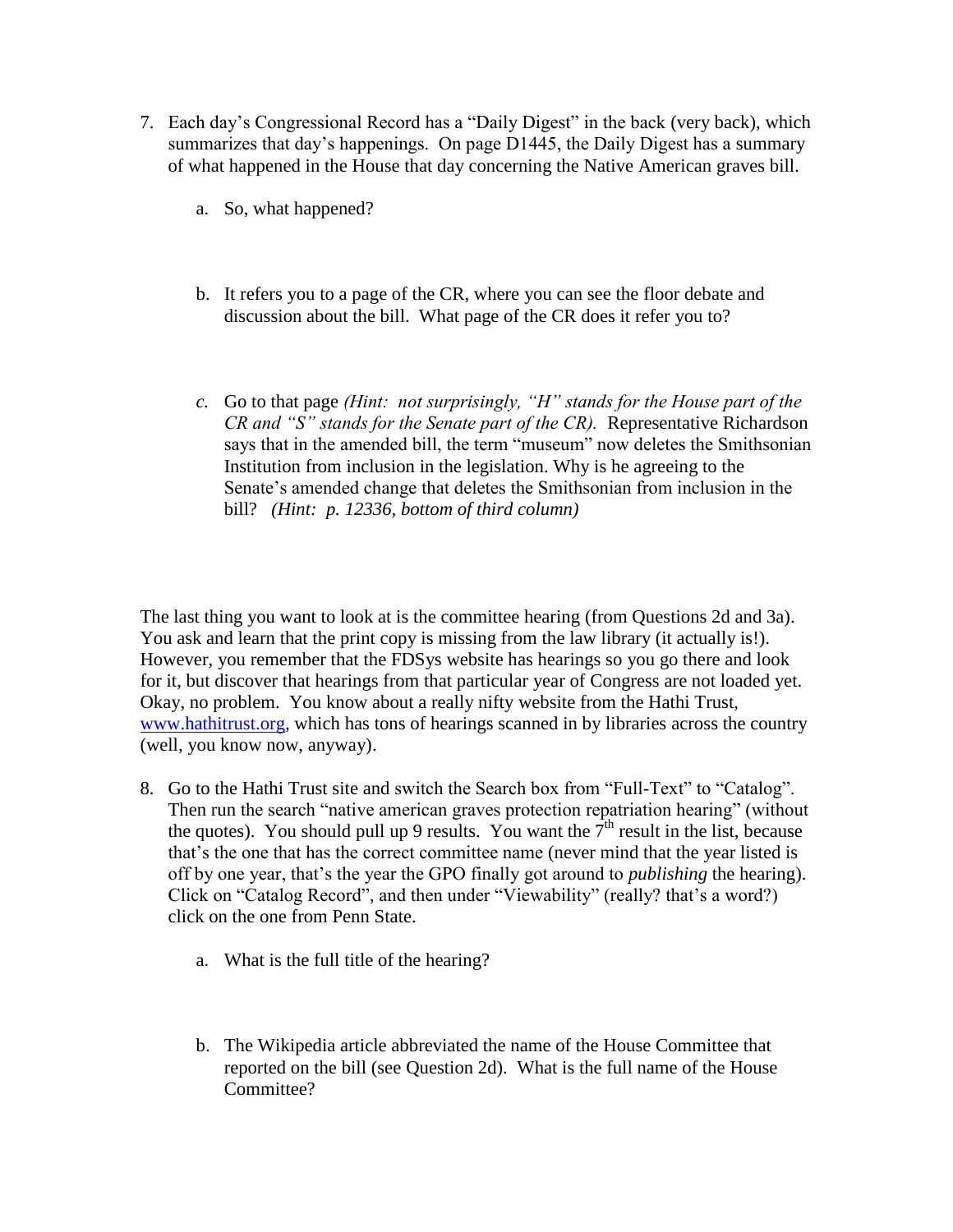7. Each day's Congressional Record has a "Daily Digest" in the back (very back), which summarizes that day's happenings. On page D1445, the Daily Digest has a summary of what happened in the House that day concerning the Native American graves bill.

    a. So, what happened?

    b. It refers you to a page of the CR, where you can see the floor debate and discussion about the bill. What page of the CR does it refer you to?

    c. Go to that page *(Hint: not surprisingly, "H" stands for the House part of the CR and "S" stands for the Senate part of the CR).* Representative Richardson says that in the amended bill, the term "museum" now deletes the Smithsonian Institution from inclusion in the legislation. Why is he agreeing to the Senate's amended change that deletes the Smithsonian from inclusion in the bill? *(Hint: p. 12336, bottom of third column)*

The last thing you want to look at is the committee hearing (from Questions 2d and 3a). You ask and learn that the print copy is missing from the law library (it actually is!). However, you remember that the FDSys website has hearings so you go there and look for it, but discover that hearings from that particular year of Congress are not loaded yet. Okay, no problem. You know about a really nifty website from the Hathi Trust, [www.hathitrust.org](www.hathitrust.org), which has tons of hearings scanned in by libraries across the country (well, you know now, anyway).

8. Go to the Hathi Trust site and switch the Search box from "Full-Text" to "Catalog". Then run the search "native american graves protection repatriation hearing" (without the quotes). You should pull up 9 results. You want the 7th result in the list, because that's the one that has the correct committee name (never mind that the year listed is off by one year, that's the year the GPO finally got around to *publishing* the hearing). Click on "Catalog Record", and then under "Viewability" (really? that's a word?) click on the one from Penn State.

    a. What is the full title of the hearing?

    b. The Wikipedia article abbreviated the name of the House Committee that reported on the bill (see Question 2d). What is the full name of the House Committee?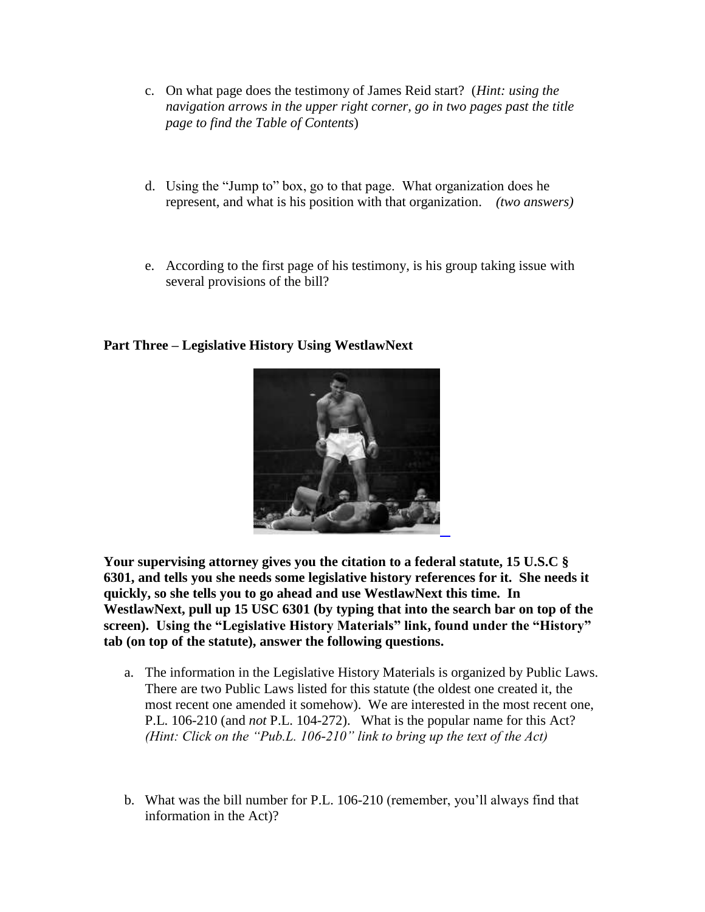c. On what page does the testimony of James Reid start? (*Hint: using the navigation arrows in the upper right corner, go in two pages past the title page to find the Table of Contents*)

d. Using the "Jump to" box, go to that page. What organization does he represent, and what is his position with that organization. *(two answers)*

e. According to the first page of his testimony, is his group taking issue with several provisions of the bill?

**Part Three – Legislative History Using WestlawNext**

**Your supervising attorney gives you the citation to a federal statute, 15 U.S.C § 6301, and tells you she needs some legislative history references for it. She needs it quickly, so she tells you to go ahead and use WestlawNext this time. In WestlawNext, pull up 15 USC 6301 (by typing that into the search bar on top of the screen). Using the "Legislative History Materials" link, found under the "History" tab (on top of the statute), answer the following questions.**

a. The information in the Legislative History Materials is organized by Public Laws. There are two Public Laws listed for this statute (the oldest one created it, the most recent one amended it somehow). We are interested in the most recent one, P.L. 106-210 (and *not* P.L. 104-272). What is the popular name for this Act? *(Hint: Click on the "Pub.L. 106-210" link to bring up the text of the Act)*

b. What was the bill number for P.L. 106-210 (remember, you'll always find that information in the Act)?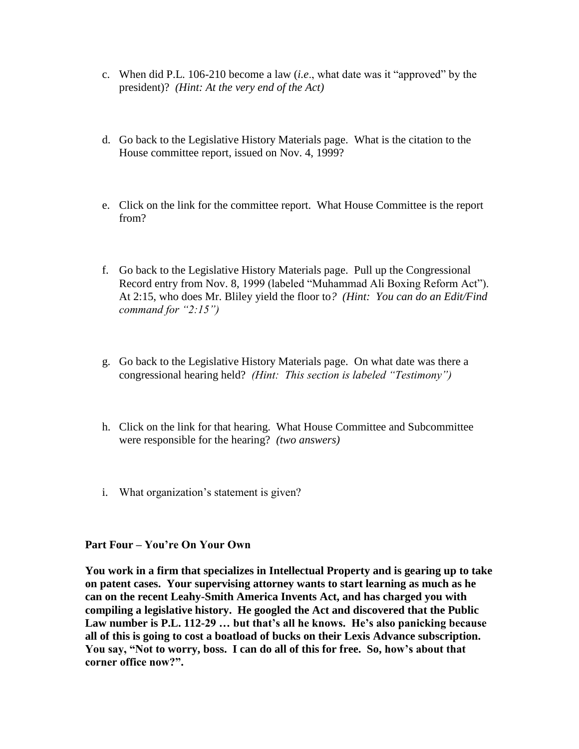c. When did P.L. 106-210 become a law (*i.e*., what date was it "approved" by the president)? *(Hint: At the very end of the Act)*

d. Go back to the Legislative History Materials page. What is the citation to the House committee report, issued on Nov. 4, 1999?

e. Click on the link for the committee report. What House Committee is the report from?

f. Go back to the Legislative History Materials page. Pull up the Congressional Record entry from Nov. 8, 1999 (labeled "Muhammad Ali Boxing Reform Act"). At 2:15, who does Mr. Bliley yield the floor to*? (Hint: You can do an Edit/Find command for "2:15")*

g. Go back to the Legislative History Materials page. On what date was there a congressional hearing held? *(Hint: This section is labeled "Testimony")*

h. Click on the link for that hearing. What House Committee and Subcommittee were responsible for the hearing? *(two answers)*

i. What organization's statement is given?

**Part Four – You're On Your Own**

**You work in a firm that specializes in Intellectual Property and is gearing up to take on patent cases. Your supervising attorney wants to start learning as much as he can on the recent Leahy-Smith America Invents Act, and has charged you with compiling a legislative history. He googled the Act and discovered that the Public Law number is P.L. 112-29 … but that's all he knows. He's also panicking because all of this is going to cost a boatload of bucks on their Lexis Advance subscription. You say, "Not to worry, boss. I can do all of this for free. So, how's about that corner office now?".**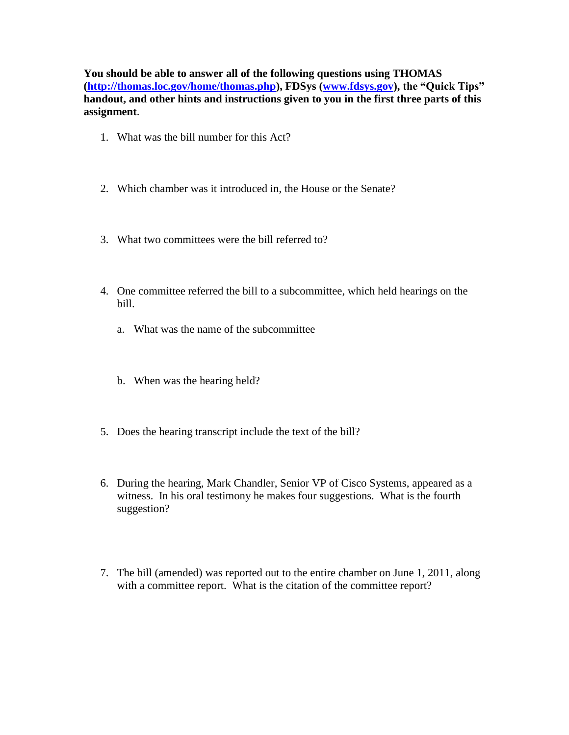**You should be able to answer all of the following questions using THOMAS (http://thomas.loc.gov/home/thomas.php), FDSys (www.fdsys.gov), the "Quick Tips" handout, and other hints and instructions given to you in the first three parts of this assignment**.

1. What was the bill number for this Act?

2. Which chamber was it introduced in, the House or the Senate?

3. What two committees were the bill referred to?

4. One committee referred the bill to a subcommittee, which held hearings on the bill.

   a. What was the name of the subcommittee

   b. When was the hearing held?

5. Does the hearing transcript include the text of the bill?

6. During the hearing, Mark Chandler, Senior VP of Cisco Systems, appeared as a witness. In his oral testimony he makes four suggestions. What is the fourth suggestion?

7. The bill (amended) was reported out to the entire chamber on June 1, 2011, along with a committee report. What is the citation of the committee report?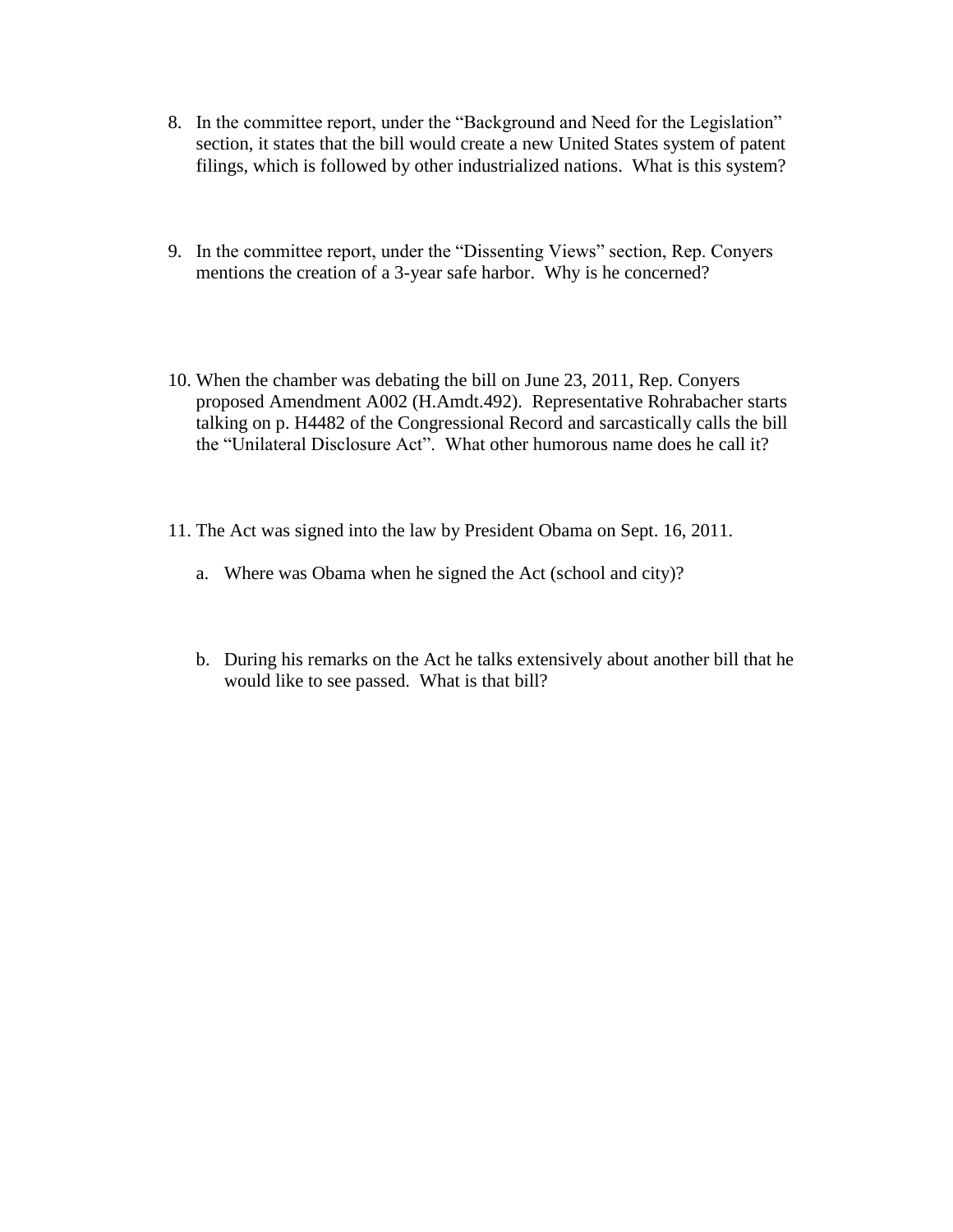8. In the committee report, under the "Background and Need for the Legislation" section, it states that the bill would create a new United States system of patent filings, which is followed by other industrialized nations. What is this system?

9. In the committee report, under the "Dissenting Views" section, Rep. Conyers mentions the creation of a 3-year safe harbor. Why is he concerned?

10. When the chamber was debating the bill on June 23, 2011, Rep. Conyers proposed Amendment A002 (H.Amdt.492). Representative Rohrabacher starts talking on p. H4482 of the Congressional Record and sarcastically calls the bill the "Unilateral Disclosure Act". What other humorous name does he call it?

11. The Act was signed into the law by President Obama on Sept. 16, 2011.

    a. Where was Obama when he signed the Act (school and city)?

    b. During his remarks on the Act he talks extensively about another bill that he would like to see passed. What is that bill?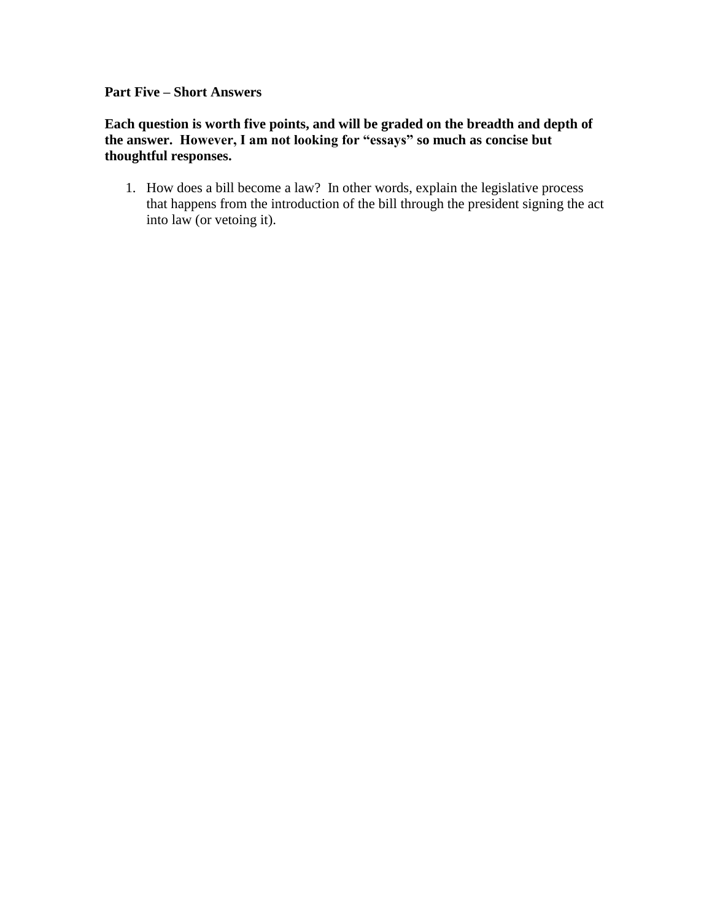**Part Five – Short Answers**

**Each question is worth five points, and will be graded on the breadth and depth of the answer. However, I am not looking for "essays" so much as concise but thoughtful responses.**

1. How does a bill become a law? In other words, explain the legislative process that happens from the introduction of the bill through the president signing the act into law (or vetoing it).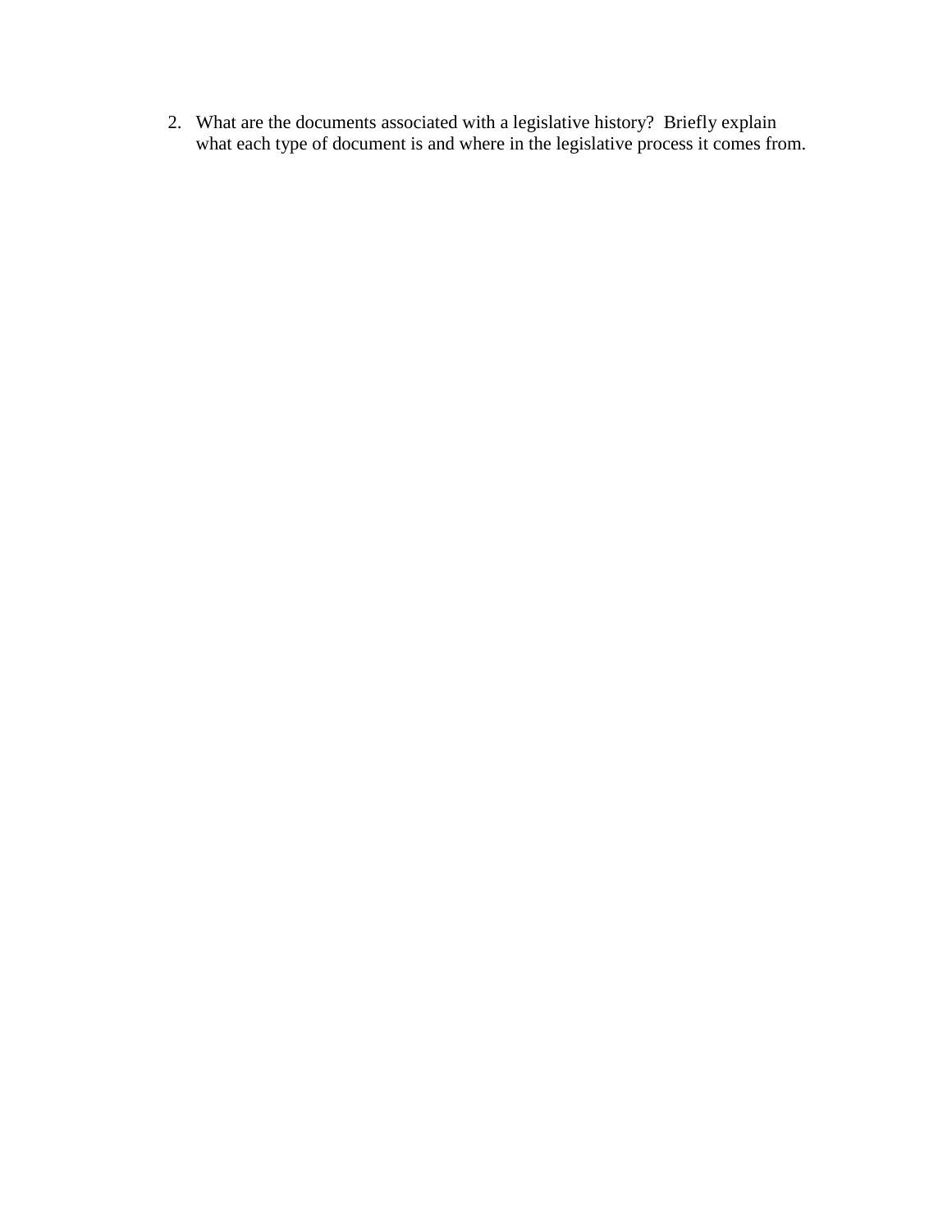2. What are the documents associated with a legislative history? Briefly explain what each type of document is and where in the legislative process it comes from.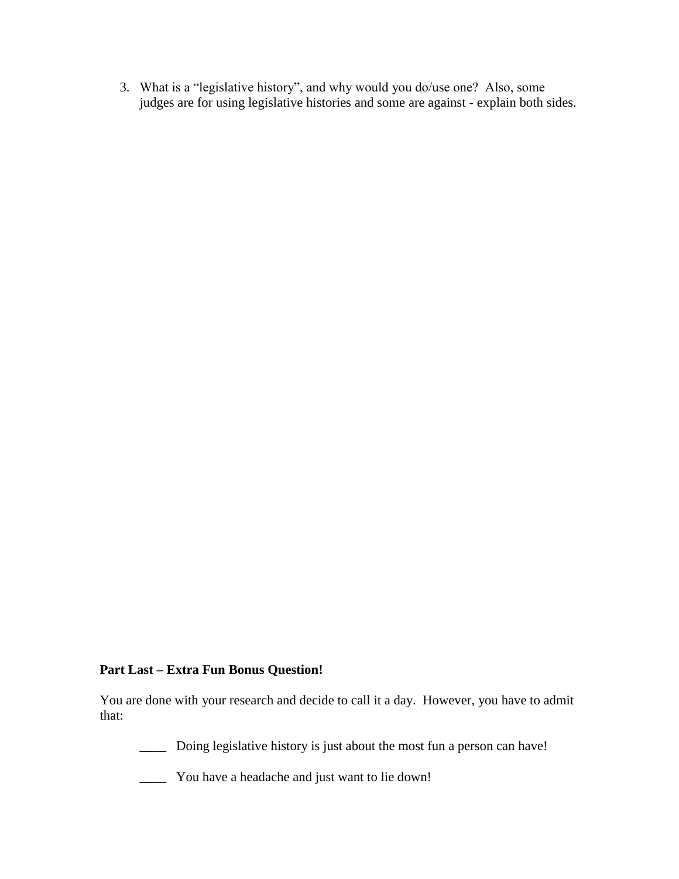3. What is a "legislative history", and why would you do/use one? Also, some judges are for using legislative histories and some are against - explain both sides.

**Part Last – Extra Fun Bonus Question!**

You are done with your research and decide to call it a day. However, you have to admit that:

____ Doing legislative history is just about the most fun a person can have!

____ You have a headache and just want to lie down!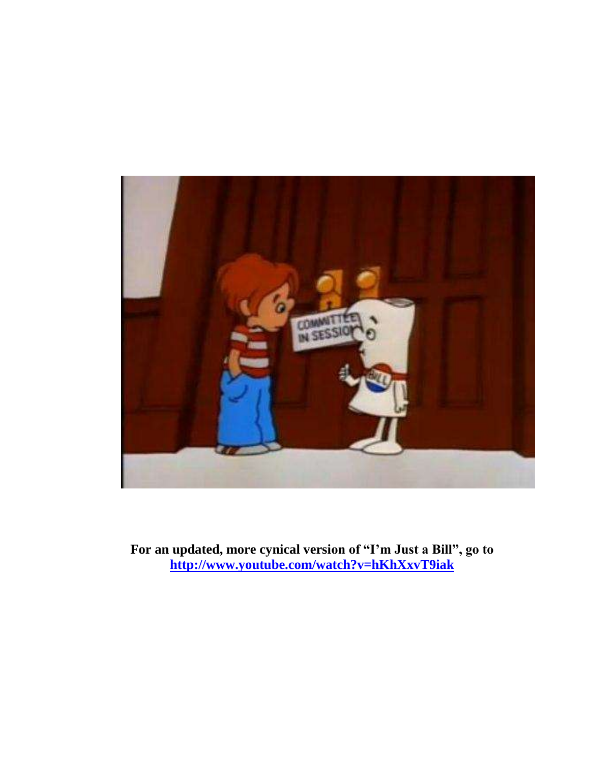**For an updated, more cynical version of “I’m Just a Bill”, go to [http://www.youtube.com/watch?v=hKhXxvT9iak](http://www.youtube.com/watch?v=hKhXxvT9iak)**